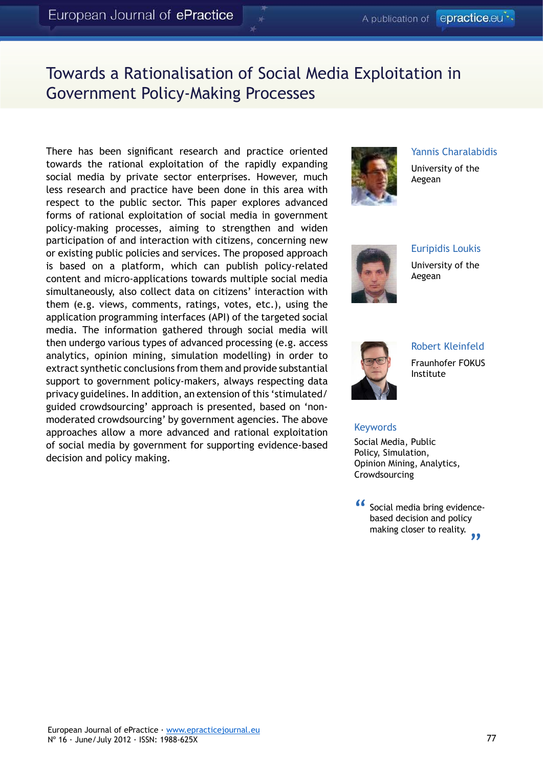# Towards a Rationalisation of Social Media Exploitation in Government Policy-Making Processes

**Yannis Charalabidis**
University of the Aegean

**Euripidis Loukis**
University of the Aegean

**Robert Kleinfeld**
Fraunhofer FOKUS Institute

There has been significant research and practice oriented towards the rational exploitation of the rapidly expanding social media by private sector enterprises. However, much less research and practice have been done in this area with respect to the public sector. This paper explores advanced forms of rational exploitation of social media in government policy-making processes, aiming to strengthen and widen participation of and interaction with citizens, concerning new or existing public policies and services. The proposed approach is based on a platform, which can publish policy-related content and micro-applications towards multiple social media simultaneously, also collect data on citizens' interaction with them (e.g. views, comments, ratings, votes, etc.), using the application programming interfaces (API) of the targeted social media. The information gathered through social media will then undergo various types of advanced processing (e.g. access analytics, opinion mining, simulation modelling) in order to extract synthetic conclusions from them and provide substantial support to government policy-makers, always respecting data privacy guidelines. In addition, an extension of this 'stimulated/guided crowdsourcing' approach is presented, based on 'non-moderated crowdsourcing' by government agencies. The above approaches allow a more advanced and rational exploitation of social media by government for supporting evidence-based decision and policy making.

## Keywords

Social Media, Public Policy, Simulation, Opinion Mining, Analytics, Crowdsourcing

> "Social media bring evidence-based decision and policy making closer to reality."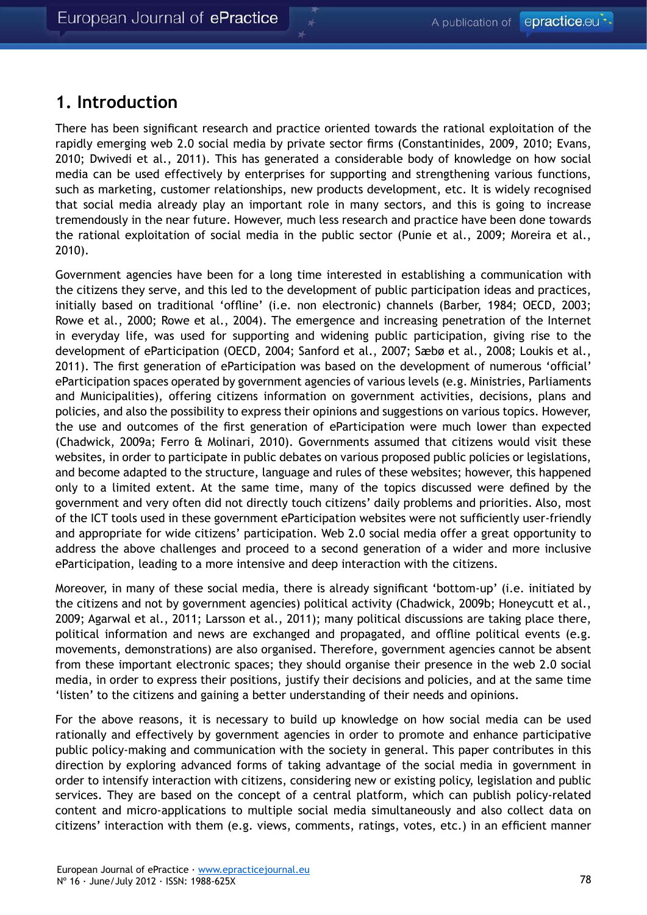## 1. Introduction

There has been significant research and practice oriented towards the rational exploitation of the rapidly emerging web 2.0 social media by private sector firms (Constantinides, 2009, 2010; Evans, 2010; Dwivedi et al., 2011). This has generated a considerable body of knowledge on how social media can be used effectively by enterprises for supporting and strengthening various functions, such as marketing, customer relationships, new products development, etc. It is widely recognised that social media already play an important role in many sectors, and this is going to increase tremendously in the near future. However, much less research and practice have been done towards the rational exploitation of social media in the public sector (Punie et al., 2009; Moreira et al., 2010).

Government agencies have been for a long time interested in establishing a communication with the citizens they serve, and this led to the development of public participation ideas and practices, initially based on traditional 'offline' (i.e. non electronic) channels (Barber, 1984; OECD, 2003; Rowe et al., 2000; Rowe et al., 2004). The emergence and increasing penetration of the Internet in everyday life, was used for supporting and widening public participation, giving rise to the development of eParticipation (OECD, 2004; Sanford et al., 2007; Sæbø et al., 2008; Loukis et al., 2011). The first generation of eParticipation was based on the development of numerous 'official' eParticipation spaces operated by government agencies of various levels (e.g. Ministries, Parliaments and Municipalities), offering citizens information on government activities, decisions, plans and policies, and also the possibility to express their opinions and suggestions on various topics. However, the use and outcomes of the first generation of eParticipation were much lower than expected (Chadwick, 2009a; Ferro & Molinari, 2010). Governments assumed that citizens would visit these websites, in order to participate in public debates on various proposed public policies or legislations, and become adapted to the structure, language and rules of these websites; however, this happened only to a limited extent. At the same time, many of the topics discussed were defined by the government and very often did not directly touch citizens' daily problems and priorities. Also, most of the ICT tools used in these government eParticipation websites were not sufficiently user-friendly and appropriate for wide citizens' participation. Web 2.0 social media offer a great opportunity to address the above challenges and proceed to a second generation of a wider and more inclusive eParticipation, leading to a more intensive and deep interaction with the citizens.

Moreover, in many of these social media, there is already significant 'bottom-up' (i.e. initiated by the citizens and not by government agencies) political activity (Chadwick, 2009b; Honeycutt et al., 2009; Agarwal et al., 2011; Larsson et al., 2011); many political discussions are taking place there, political information and news are exchanged and propagated, and offline political events (e.g. movements, demonstrations) are also organised. Therefore, government agencies cannot be absent from these important electronic spaces; they should organise their presence in the web 2.0 social media, in order to express their positions, justify their decisions and policies, and at the same time 'listen' to the citizens and gaining a better understanding of their needs and opinions.

For the above reasons, it is necessary to build up knowledge on how social media can be used rationally and effectively by government agencies in order to promote and enhance participative public policy-making and communication with the society in general. This paper contributes in this direction by exploring advanced forms of taking advantage of the social media in government in order to intensify interaction with citizens, considering new or existing policy, legislation and public services. They are based on the concept of a central platform, which can publish policy-related content and micro-applications to multiple social media simultaneously and also collect data on citizens' interaction with them (e.g. views, comments, ratings, votes, etc.) in an efficient manner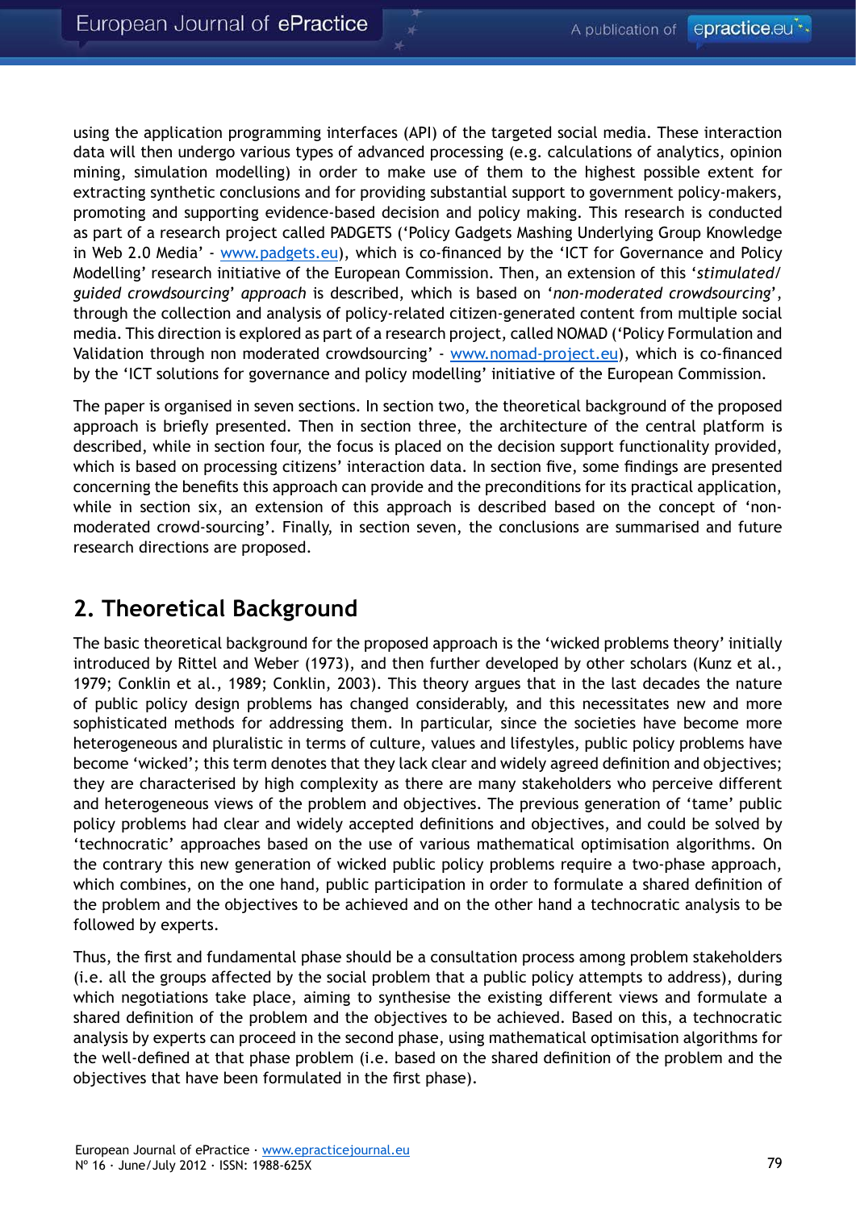using the application programming interfaces (API) of the targeted social media. These interaction data will then undergo various types of advanced processing (e.g. calculations of analytics, opinion mining, simulation modelling) in order to make use of them to the highest possible extent for extracting synthetic conclusions and for providing substantial support to government policy-makers, promoting and supporting evidence-based decision and policy making. This research is conducted as part of a research project called PADGETS ('Policy Gadgets Mashing Underlying Group Knowledge in Web 2.0 Media' - www.padgets.eu), which is co-financed by the 'ICT for Governance and Policy Modelling' research initiative of the European Commission. Then, an extension of this '*stimulated/guided crowdsourcing*' *approach* is described, which is based on '*non-moderated crowdsourcing*', through the collection and analysis of policy-related citizen-generated content from multiple social media. This direction is explored as part of a research project, called NOMAD ('Policy Formulation and Validation through non moderated crowdsourcing' - www.nomad-project.eu), which is co-financed by the 'ICT solutions for governance and policy modelling' initiative of the European Commission.

The paper is organised in seven sections. In section two, the theoretical background of the proposed approach is briefly presented. Then in section three, the architecture of the central platform is described, while in section four, the focus is placed on the decision support functionality provided, which is based on processing citizens' interaction data. In section five, some findings are presented concerning the benefits this approach can provide and the preconditions for its practical application, while in section six, an extension of this approach is described based on the concept of 'non-moderated crowd-sourcing'. Finally, in section seven, the conclusions are summarised and future research directions are proposed.

## 2. Theoretical Background

The basic theoretical background for the proposed approach is the 'wicked problems theory' initially introduced by Rittel and Weber (1973), and then further developed by other scholars (Kunz et al., 1979; Conklin et al., 1989; Conklin, 2003). This theory argues that in the last decades the nature of public policy design problems has changed considerably, and this necessitates new and more sophisticated methods for addressing them. In particular, since the societies have become more heterogeneous and pluralistic in terms of culture, values and lifestyles, public policy problems have become 'wicked'; this term denotes that they lack clear and widely agreed definition and objectives; they are characterised by high complexity as there are many stakeholders who perceive different and heterogeneous views of the problem and objectives. The previous generation of 'tame' public policy problems had clear and widely accepted definitions and objectives, and could be solved by 'technocratic' approaches based on the use of various mathematical optimisation algorithms. On the contrary this new generation of wicked public policy problems require a two-phase approach, which combines, on the one hand, public participation in order to formulate a shared definition of the problem and the objectives to be achieved and on the other hand a technocratic analysis to be followed by experts.

Thus, the first and fundamental phase should be a consultation process among problem stakeholders (i.e. all the groups affected by the social problem that a public policy attempts to address), during which negotiations take place, aiming to synthesise the existing different views and formulate a shared definition of the problem and the objectives to be achieved. Based on this, a technocratic analysis by experts can proceed in the second phase, using mathematical optimisation algorithms for the well-defined at that phase problem (i.e. based on the shared definition of the problem and the objectives that have been formulated in the first phase).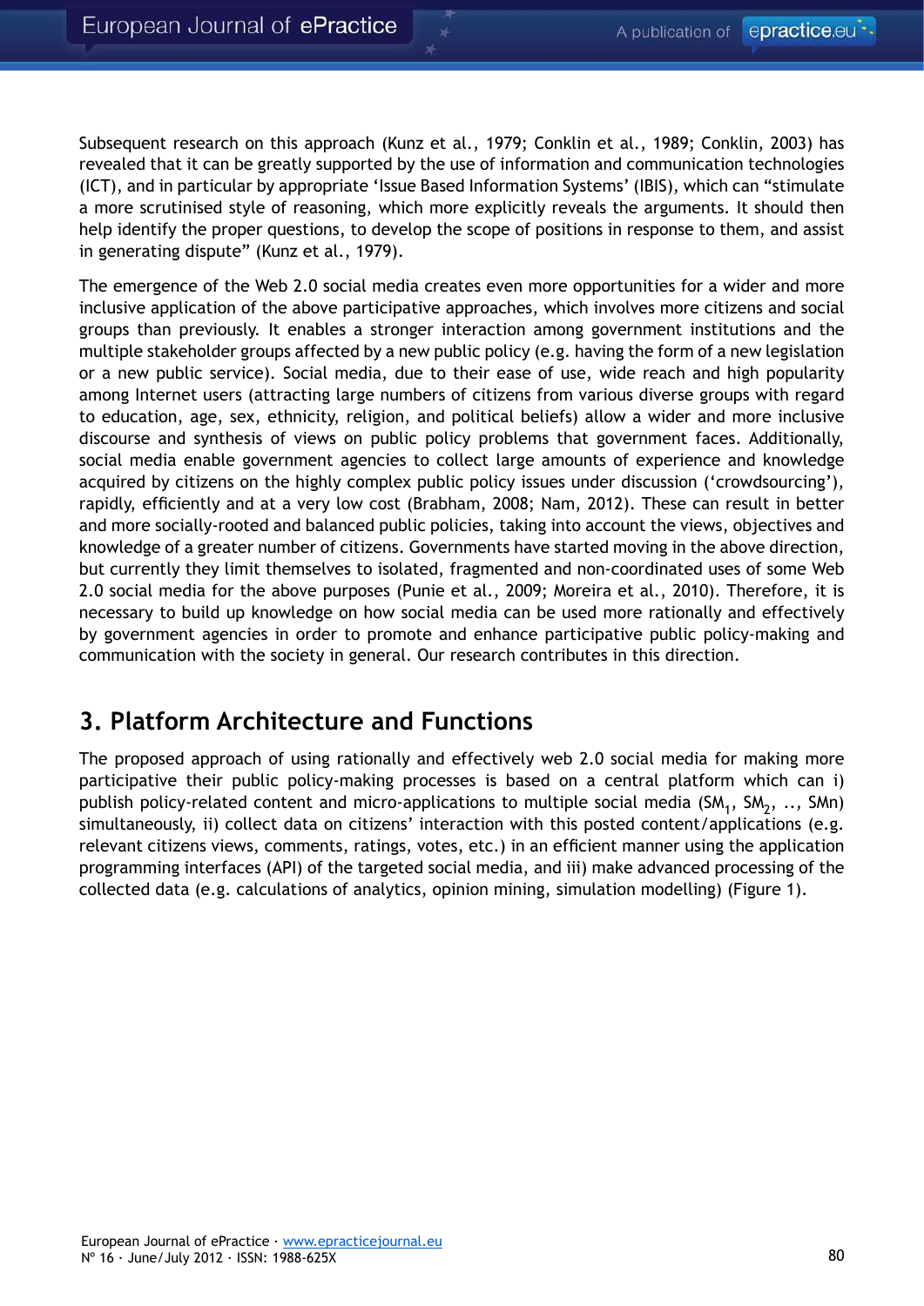Subsequent research on this approach (Kunz et al., 1979; Conklin et al., 1989; Conklin, 2003) has revealed that it can be greatly supported by the use of information and communication technologies (ICT), and in particular by appropriate 'Issue Based Information Systems' (IBIS), which can "stimulate a more scrutinised style of reasoning, which more explicitly reveals the arguments. It should then help identify the proper questions, to develop the scope of positions in response to them, and assist in generating dispute" (Kunz et al., 1979).

The emergence of the Web 2.0 social media creates even more opportunities for a wider and more inclusive application of the above participative approaches, which involves more citizens and social groups than previously. It enables a stronger interaction among government institutions and the multiple stakeholder groups affected by a new public policy (e.g. having the form of a new legislation or a new public service). Social media, due to their ease of use, wide reach and high popularity among Internet users (attracting large numbers of citizens from various diverse groups with regard to education, age, sex, ethnicity, religion, and political beliefs) allow a wider and more inclusive discourse and synthesis of views on public policy problems that government faces. Additionally, social media enable government agencies to collect large amounts of experience and knowledge acquired by citizens on the highly complex public policy issues under discussion ('crowdsourcing'), rapidly, efficiently and at a very low cost (Brabham, 2008; Nam, 2012). These can result in better and more socially-rooted and balanced public policies, taking into account the views, objectives and knowledge of a greater number of citizens. Governments have started moving in the above direction, but currently they limit themselves to isolated, fragmented and non-coordinated uses of some Web 2.0 social media for the above purposes (Punie et al., 2009; Moreira et al., 2010). Therefore, it is necessary to build up knowledge on how social media can be used more rationally and effectively by government agencies in order to promote and enhance participative public policy-making and communication with the society in general. Our research contributes in this direction.

## 3. Platform Architecture and Functions

The proposed approach of using rationally and effectively web 2.0 social media for making more participative their public policy-making processes is based on a central platform which can i) publish policy-related content and micro-applications to multiple social media ($SM_1$, $SM_2$, .., SMn) simultaneously, ii) collect data on citizens' interaction with this posted content/applications (e.g. relevant citizens views, comments, ratings, votes, etc.) in an efficient manner using the application programming interfaces (API) of the targeted social media, and iii) make advanced processing of the collected data (e.g. calculations of analytics, opinion mining, simulation modelling) (Figure 1).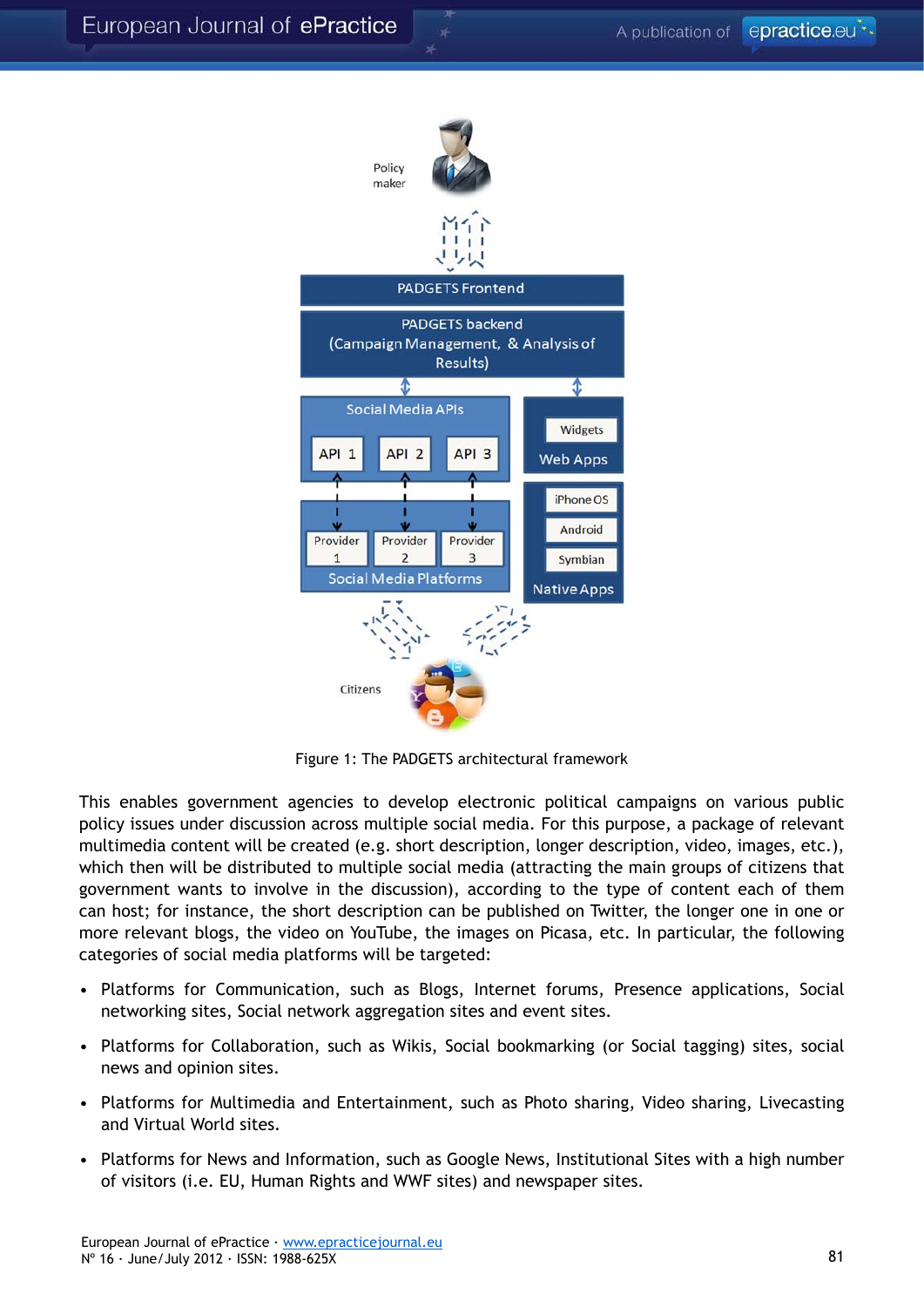Figure 1: The PADGETS architectural framework

This enables government agencies to develop electronic political campaigns on various public policy issues under discussion across multiple social media. For this purpose, a package of relevant multimedia content will be created (e.g. short description, longer description, video, images, etc.), which then will be distributed to multiple social media (attracting the main groups of citizens that government wants to involve in the discussion), according to the type of content each of them can host; for instance, the short description can be published on Twitter, the longer one in one or more relevant blogs, the video on YouTube, the images on Picasa, etc. In particular, the following categories of social media platforms will be targeted:

- Platforms for Communication, such as Blogs, Internet forums, Presence applications, Social networking sites, Social network aggregation sites and event sites.
- Platforms for Collaboration, such as Wikis, Social bookmarking (or Social tagging) sites, social news and opinion sites.
- Platforms for Multimedia and Entertainment, such as Photo sharing, Video sharing, Livecasting and Virtual World sites.
- Platforms for News and Information, such as Google News, Institutional Sites with a high number of visitors (i.e. EU, Human Rights and WWF sites) and newspaper sites.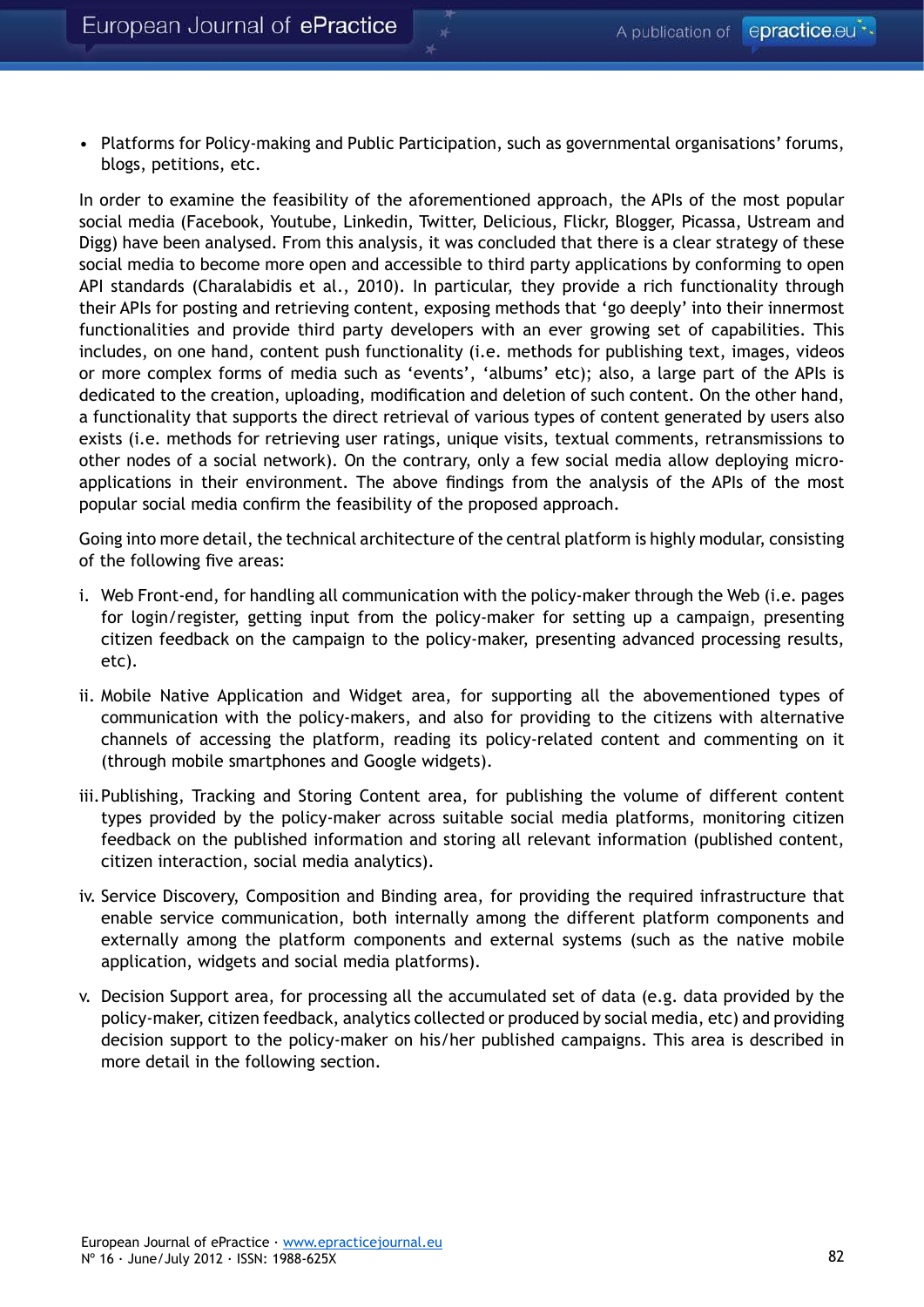- Platforms for Policy-making and Public Participation, such as governmental organisations' forums, blogs, petitions, etc.

In order to examine the feasibility of the aforementioned approach, the APIs of the most popular social media (Facebook, Youtube, Linkedin, Twitter, Delicious, Flickr, Blogger, Picassa, Ustream and Digg) have been analysed. From this analysis, it was concluded that there is a clear strategy of these social media to become more open and accessible to third party applications by conforming to open API standards (Charalabidis et al., 2010). In particular, they provide a rich functionality through their APIs for posting and retrieving content, exposing methods that 'go deeply' into their innermost functionalities and provide third party developers with an ever growing set of capabilities. This includes, on one hand, content push functionality (i.e. methods for publishing text, images, videos or more complex forms of media such as 'events', 'albums' etc); also, a large part of the APIs is dedicated to the creation, uploading, modification and deletion of such content. On the other hand, a functionality that supports the direct retrieval of various types of content generated by users also exists (i.e. methods for retrieving user ratings, unique visits, textual comments, retransmissions to other nodes of a social network). On the contrary, only a few social media allow deploying micro-applications in their environment. The above findings from the analysis of the APIs of the most popular social media confirm the feasibility of the proposed approach.

Going into more detail, the technical architecture of the central platform is highly modular, consisting of the following five areas:

i. Web Front-end, for handling all communication with the policy-maker through the Web (i.e. pages for login/register, getting input from the policy-maker for setting up a campaign, presenting citizen feedback on the campaign to the policy-maker, presenting advanced processing results, etc).

ii. Mobile Native Application and Widget area, for supporting all the abovementioned types of communication with the policy-makers, and also for providing to the citizens with alternative channels of accessing the platform, reading its policy-related content and commenting on it (through mobile smartphones and Google widgets).

iii. Publishing, Tracking and Storing Content area, for publishing the volume of different content types provided by the policy-maker across suitable social media platforms, monitoring citizen feedback on the published information and storing all relevant information (published content, citizen interaction, social media analytics).

iv. Service Discovery, Composition and Binding area, for providing the required infrastructure that enable service communication, both internally among the different platform components and externally among the platform components and external systems (such as the native mobile application, widgets and social media platforms).

v. Decision Support area, for processing all the accumulated set of data (e.g. data provided by the policy-maker, citizen feedback, analytics collected or produced by social media, etc) and providing decision support to the policy-maker on his/her published campaigns. This area is described in more detail in the following section.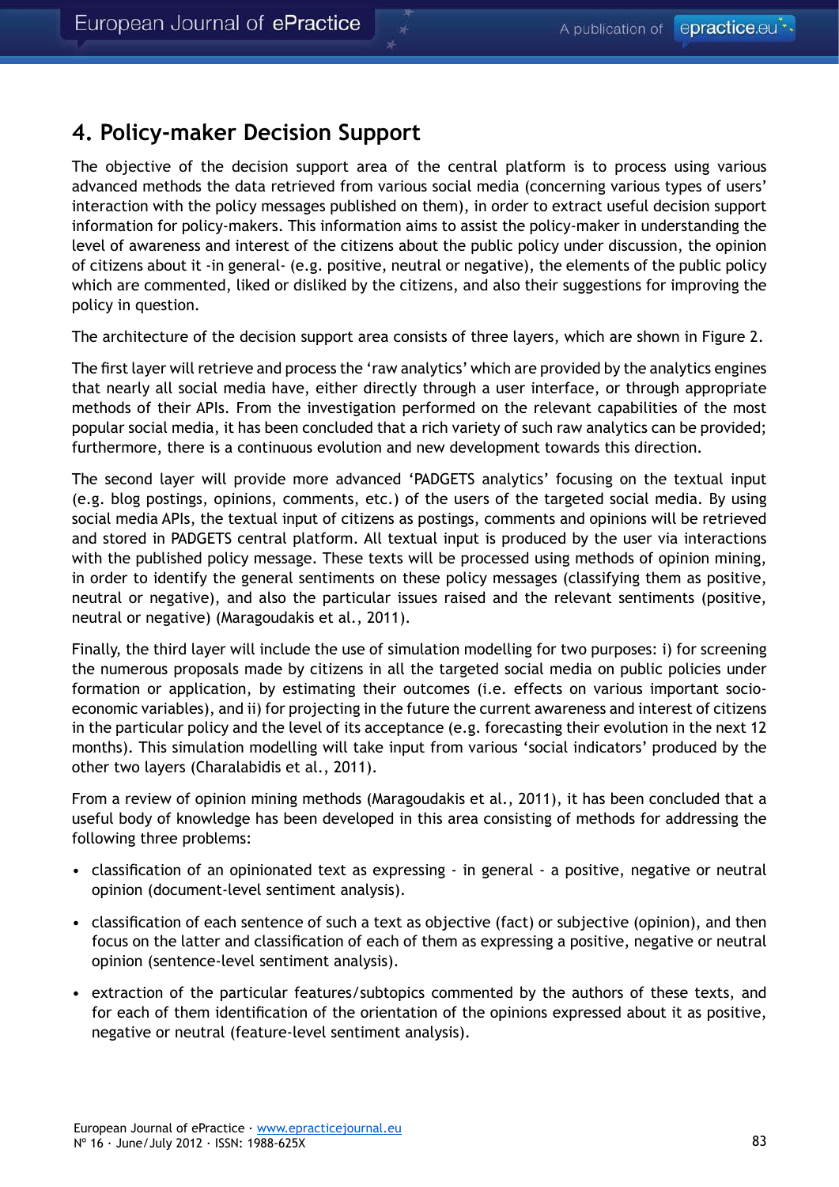## 4. Policy-maker Decision Support

The objective of the decision support area of the central platform is to process using various advanced methods the data retrieved from various social media (concerning various types of users' interaction with the policy messages published on them), in order to extract useful decision support information for policy-makers. This information aims to assist the policy-maker in understanding the level of awareness and interest of the citizens about the public policy under discussion, the opinion of citizens about it -in general- (e.g. positive, neutral or negative), the elements of the public policy which are commented, liked or disliked by the citizens, and also their suggestions for improving the policy in question.

The architecture of the decision support area consists of three layers, which are shown in Figure 2.

The first layer will retrieve and process the 'raw analytics' which are provided by the analytics engines that nearly all social media have, either directly through a user interface, or through appropriate methods of their APIs. From the investigation performed on the relevant capabilities of the most popular social media, it has been concluded that a rich variety of such raw analytics can be provided; furthermore, there is a continuous evolution and new development towards this direction.

The second layer will provide more advanced 'PADGETS analytics' focusing on the textual input (e.g. blog postings, opinions, comments, etc.) of the users of the targeted social media. By using social media APIs, the textual input of citizens as postings, comments and opinions will be retrieved and stored in PADGETS central platform. All textual input is produced by the user via interactions with the published policy message. These texts will be processed using methods of opinion mining, in order to identify the general sentiments on these policy messages (classifying them as positive, neutral or negative), and also the particular issues raised and the relevant sentiments (positive, neutral or negative) (Maragoudakis et al., 2011).

Finally, the third layer will include the use of simulation modelling for two purposes: i) for screening the numerous proposals made by citizens in all the targeted social media on public policies under formation or application, by estimating their outcomes (i.e. effects on various important socio-economic variables), and ii) for projecting in the future the current awareness and interest of citizens in the particular policy and the level of its acceptance (e.g. forecasting their evolution in the next 12 months). This simulation modelling will take input from various 'social indicators' produced by the other two layers (Charalabidis et al., 2011).

From a review of opinion mining methods (Maragoudakis et al., 2011), it has been concluded that a useful body of knowledge has been developed in this area consisting of methods for addressing the following three problems:

- classification of an opinionated text as expressing - in general - a positive, negative or neutral opinion (document-level sentiment analysis).
- classification of each sentence of such a text as objective (fact) or subjective (opinion), and then focus on the latter and classification of each of them as expressing a positive, negative or neutral opinion (sentence-level sentiment analysis).
- extraction of the particular features/subtopics commented by the authors of these texts, and for each of them identification of the orientation of the opinions expressed about it as positive, negative or neutral (feature-level sentiment analysis).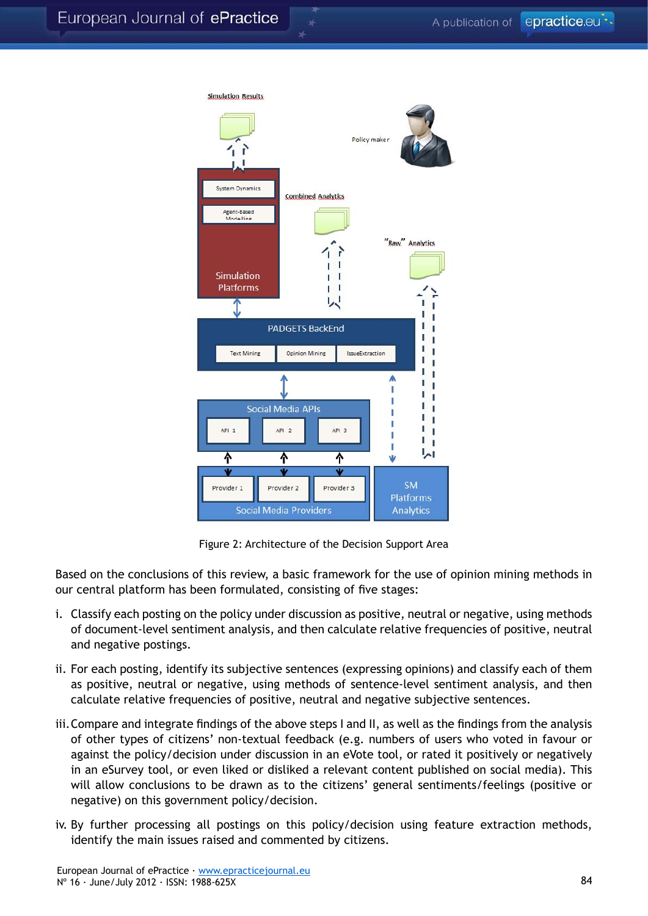Figure 2: Architecture of the Decision Support Area

Based on the conclusions of this review, a basic framework for the use of opinion mining methods in our central platform has been formulated, consisting of five stages:

i. Classify each posting on the policy under discussion as positive, neutral or negative, using methods of document-level sentiment analysis, and then calculate relative frequencies of positive, neutral and negative postings.

ii. For each posting, identify its subjective sentences (expressing opinions) and classify each of them as positive, neutral or negative, using methods of sentence-level sentiment analysis, and then calculate relative frequencies of positive, neutral and negative subjective sentences.

iii. Compare and integrate findings of the above steps I and II, as well as the findings from the analysis of other types of citizens' non-textual feedback (e.g. numbers of users who voted in favour or against the policy/decision under discussion in an eVote tool, or rated it positively or negatively in an eSurvey tool, or even liked or disliked a relevant content published on social media). This will allow conclusions to be drawn as to the citizens' general sentiments/feelings (positive or negative) on this government policy/decision.

iv. By further processing all postings on this policy/decision using feature extraction methods, identify the main issues raised and commented by citizens.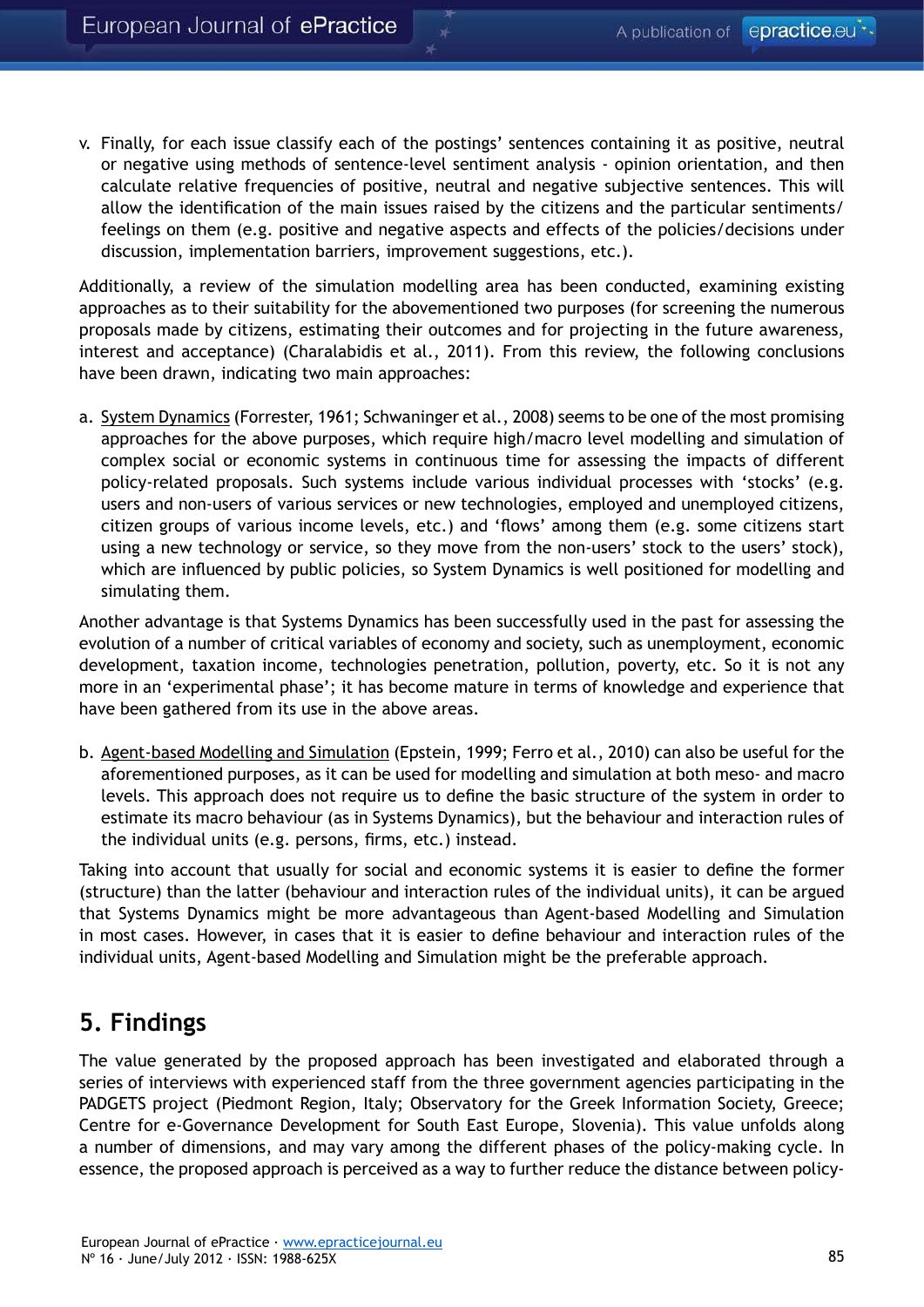v. Finally, for each issue classify each of the postings' sentences containing it as positive, neutral or negative using methods of sentence-level sentiment analysis - opinion orientation, and then calculate relative frequencies of positive, neutral and negative subjective sentences. This will allow the identification of the main issues raised by the citizens and the particular sentiments/feelings on them (e.g. positive and negative aspects and effects of the policies/decisions under discussion, implementation barriers, improvement suggestions, etc.).

Additionally, a review of the simulation modelling area has been conducted, examining existing approaches as to their suitability for the abovementioned two purposes (for screening the numerous proposals made by citizens, estimating their outcomes and for projecting in the future awareness, interest and acceptance) (Charalabidis et al., 2011). From this review, the following conclusions have been drawn, indicating two main approaches:

a. System Dynamics (Forrester, 1961; Schwaninger et al., 2008) seems to be one of the most promising approaches for the above purposes, which require high/macro level modelling and simulation of complex social or economic systems in continuous time for assessing the impacts of different policy-related proposals. Such systems include various individual processes with 'stocks' (e.g. users and non-users of various services or new technologies, employed and unemployed citizens, citizen groups of various income levels, etc.) and 'flows' among them (e.g. some citizens start using a new technology or service, so they move from the non-users' stock to the users' stock), which are influenced by public policies, so System Dynamics is well positioned for modelling and simulating them.

Another advantage is that Systems Dynamics has been successfully used in the past for assessing the evolution of a number of critical variables of economy and society, such as unemployment, economic development, taxation income, technologies penetration, pollution, poverty, etc. So it is not any more in an 'experimental phase'; it has become mature in terms of knowledge and experience that have been gathered from its use in the above areas.

b. Agent-based Modelling and Simulation (Epstein, 1999; Ferro et al., 2010) can also be useful for the aforementioned purposes, as it can be used for modelling and simulation at both meso- and macro levels. This approach does not require us to define the basic structure of the system in order to estimate its macro behaviour (as in Systems Dynamics), but the behaviour and interaction rules of the individual units (e.g. persons, firms, etc.) instead.

Taking into account that usually for social and economic systems it is easier to define the former (structure) than the latter (behaviour and interaction rules of the individual units), it can be argued that Systems Dynamics might be more advantageous than Agent-based Modelling and Simulation in most cases. However, in cases that it is easier to define behaviour and interaction rules of the individual units, Agent-based Modelling and Simulation might be the preferable approach.

## 5. Findings

The value generated by the proposed approach has been investigated and elaborated through a series of interviews with experienced staff from the three government agencies participating in the PADGETS project (Piedmont Region, Italy; Observatory for the Greek Information Society, Greece; Centre for e-Governance Development for South East Europe, Slovenia). This value unfolds along a number of dimensions, and may vary among the different phases of the policy-making cycle. In essence, the proposed approach is perceived as a way to further reduce the distance between policy-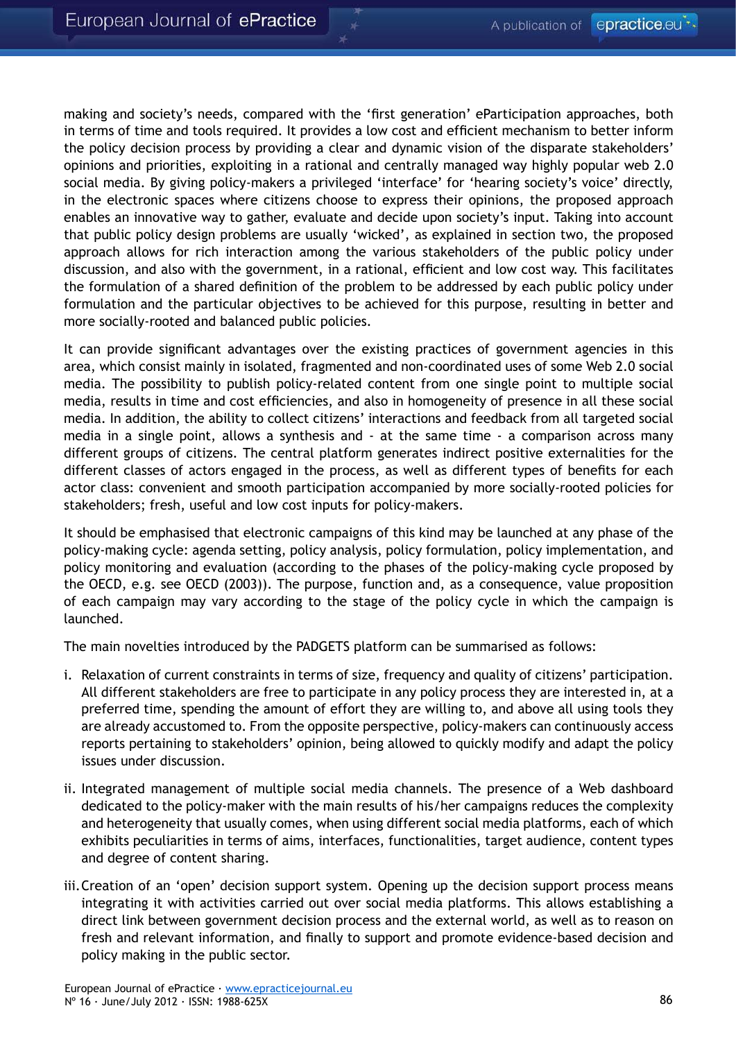making and society's needs, compared with the 'first generation' eParticipation approaches, both in terms of time and tools required. It provides a low cost and efficient mechanism to better inform the policy decision process by providing a clear and dynamic vision of the disparate stakeholders' opinions and priorities, exploiting in a rational and centrally managed way highly popular web 2.0 social media. By giving policy-makers a privileged 'interface' for 'hearing society's voice' directly, in the electronic spaces where citizens choose to express their opinions, the proposed approach enables an innovative way to gather, evaluate and decide upon society's input. Taking into account that public policy design problems are usually 'wicked', as explained in section two, the proposed approach allows for rich interaction among the various stakeholders of the public policy under discussion, and also with the government, in a rational, efficient and low cost way. This facilitates the formulation of a shared definition of the problem to be addressed by each public policy under formulation and the particular objectives to be achieved for this purpose, resulting in better and more socially-rooted and balanced public policies.

It can provide significant advantages over the existing practices of government agencies in this area, which consist mainly in isolated, fragmented and non-coordinated uses of some Web 2.0 social media. The possibility to publish policy-related content from one single point to multiple social media, results in time and cost efficiencies, and also in homogeneity of presence in all these social media. In addition, the ability to collect citizens' interactions and feedback from all targeted social media in a single point, allows a synthesis and - at the same time - a comparison across many different groups of citizens. The central platform generates indirect positive externalities for the different classes of actors engaged in the process, as well as different types of benefits for each actor class: convenient and smooth participation accompanied by more socially-rooted policies for stakeholders; fresh, useful and low cost inputs for policy-makers.

It should be emphasised that electronic campaigns of this kind may be launched at any phase of the policy-making cycle: agenda setting, policy analysis, policy formulation, policy implementation, and policy monitoring and evaluation (according to the phases of the policy-making cycle proposed by the OECD, e.g. see OECD (2003)). The purpose, function and, as a consequence, value proposition of each campaign may vary according to the stage of the policy cycle in which the campaign is launched.

The main novelties introduced by the PADGETS platform can be summarised as follows:

i. Relaxation of current constraints in terms of size, frequency and quality of citizens' participation. All different stakeholders are free to participate in any policy process they are interested in, at a preferred time, spending the amount of effort they are willing to, and above all using tools they are already accustomed to. From the opposite perspective, policy-makers can continuously access reports pertaining to stakeholders' opinion, being allowed to quickly modify and adapt the policy issues under discussion.

ii. Integrated management of multiple social media channels. The presence of a Web dashboard dedicated to the policy-maker with the main results of his/her campaigns reduces the complexity and heterogeneity that usually comes, when using different social media platforms, each of which exhibits peculiarities in terms of aims, interfaces, functionalities, target audience, content types and degree of content sharing.

iii. Creation of an 'open' decision support system. Opening up the decision support process means integrating it with activities carried out over social media platforms. This allows establishing a direct link between government decision process and the external world, as well as to reason on fresh and relevant information, and finally to support and promote evidence-based decision and policy making in the public sector.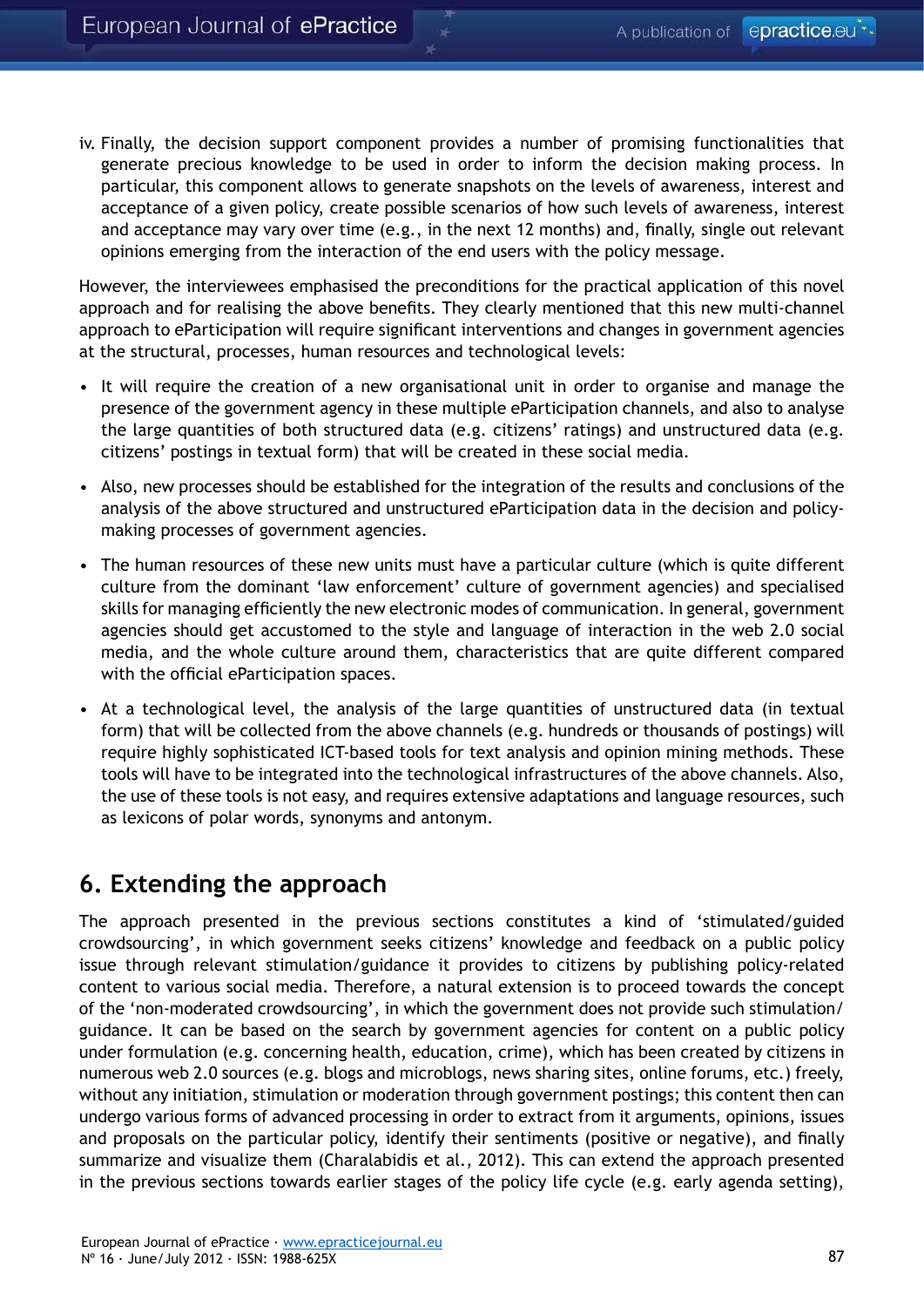iv. Finally, the decision support component provides a number of promising functionalities that generate precious knowledge to be used in order to inform the decision making process. In particular, this component allows to generate snapshots on the levels of awareness, interest and acceptance of a given policy, create possible scenarios of how such levels of awareness, interest and acceptance may vary over time (e.g., in the next 12 months) and, finally, single out relevant opinions emerging from the interaction of the end users with the policy message.

However, the interviewees emphasised the preconditions for the practical application of this novel approach and for realising the above benefits. They clearly mentioned that this new multi-channel approach to eParticipation will require significant interventions and changes in government agencies at the structural, processes, human resources and technological levels:

- It will require the creation of a new organisational unit in order to organise and manage the presence of the government agency in these multiple eParticipation channels, and also to analyse the large quantities of both structured data (e.g. citizens' ratings) and unstructured data (e.g. citizens' postings in textual form) that will be created in these social media.
- Also, new processes should be established for the integration of the results and conclusions of the analysis of the above structured and unstructured eParticipation data in the decision and policy-making processes of government agencies.
- The human resources of these new units must have a particular culture (which is quite different culture from the dominant 'law enforcement' culture of government agencies) and specialised skills for managing efficiently the new electronic modes of communication. In general, government agencies should get accustomed to the style and language of interaction in the web 2.0 social media, and the whole culture around them, characteristics that are quite different compared with the official eParticipation spaces.
- At a technological level, the analysis of the large quantities of unstructured data (in textual form) that will be collected from the above channels (e.g. hundreds or thousands of postings) will require highly sophisticated ICT-based tools for text analysis and opinion mining methods. These tools will have to be integrated into the technological infrastructures of the above channels. Also, the use of these tools is not easy, and requires extensive adaptations and language resources, such as lexicons of polar words, synonyms and antonym.

## 6. Extending the approach

The approach presented in the previous sections constitutes a kind of 'stimulated/guided crowdsourcing', in which government seeks citizens' knowledge and feedback on a public policy issue through relevant stimulation/guidance it provides to citizens by publishing policy-related content to various social media. Therefore, a natural extension is to proceed towards the concept of the 'non-moderated crowdsourcing', in which the government does not provide such stimulation/guidance. It can be based on the search by government agencies for content on a public policy under formulation (e.g. concerning health, education, crime), which has been created by citizens in numerous web 2.0 sources (e.g. blogs and microblogs, news sharing sites, online forums, etc.) freely, without any initiation, stimulation or moderation through government postings; this content then can undergo various forms of advanced processing in order to extract from it arguments, opinions, issues and proposals on the particular policy, identify their sentiments (positive or negative), and finally summarize and visualize them (Charalabidis et al., 2012). This can extend the approach presented in the previous sections towards earlier stages of the policy life cycle (e.g. early agenda setting),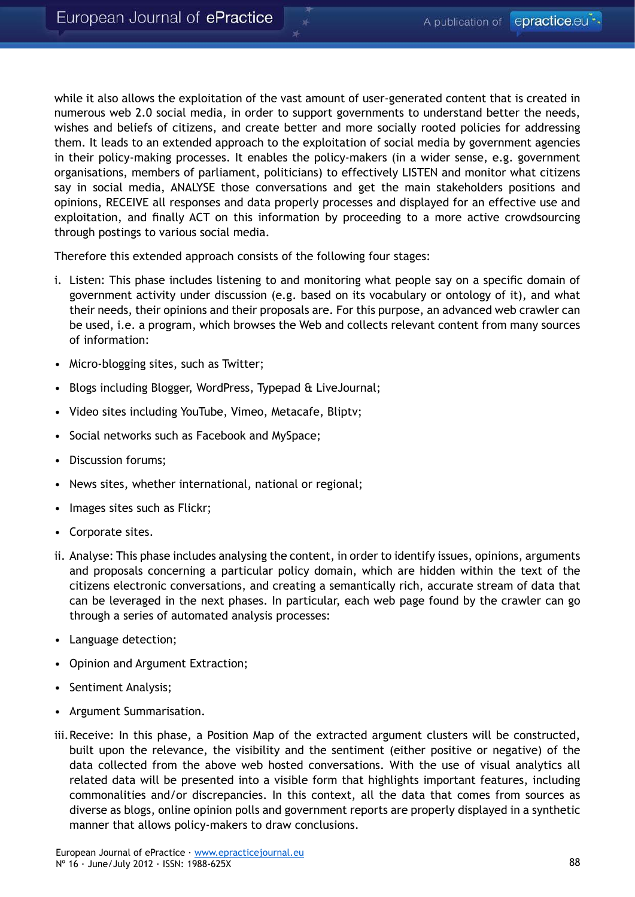while it also allows the exploitation of the vast amount of user-generated content that is created in numerous web 2.0 social media, in order to support governments to understand better the needs, wishes and beliefs of citizens, and create better and more socially rooted policies for addressing them. It leads to an extended approach to the exploitation of social media by government agencies in their policy-making processes. It enables the policy-makers (in a wider sense, e.g. government organisations, members of parliament, politicians) to effectively LISTEN and monitor what citizens say in social media, ANALYSE those conversations and get the main stakeholders positions and opinions, RECEIVE all responses and data properly processes and displayed for an effective use and exploitation, and finally ACT on this information by proceeding to a more active crowdsourcing through postings to various social media.

Therefore this extended approach consists of the following four stages:

i. Listen: This phase includes listening to and monitoring what people say on a specific domain of government activity under discussion (e.g. based on its vocabulary or ontology of it), and what their needs, their opinions and their proposals are. For this purpose, an advanced web crawler can be used, i.e. a program, which browses the Web and collects relevant content from many sources of information:

- Micro-blogging sites, such as Twitter;
- Blogs including Blogger, WordPress, Typepad & LiveJournal;
- Video sites including YouTube, Vimeo, Metacafe, Bliptv;
- Social networks such as Facebook and MySpace;
- Discussion forums;
- News sites, whether international, national or regional;
- Images sites such as Flickr;
- Corporate sites.

ii. Analyse: This phase includes analysing the content, in order to identify issues, opinions, arguments and proposals concerning a particular policy domain, which are hidden within the text of the citizens electronic conversations, and creating a semantically rich, accurate stream of data that can be leveraged in the next phases. In particular, each web page found by the crawler can go through a series of automated analysis processes:

- Language detection;
- Opinion and Argument Extraction;
- Sentiment Analysis;
- Argument Summarisation.

iii. Receive: In this phase, a Position Map of the extracted argument clusters will be constructed, built upon the relevance, the visibility and the sentiment (either positive or negative) of the data collected from the above web hosted conversations. With the use of visual analytics all related data will be presented into a visible form that highlights important features, including commonalities and/or discrepancies. In this context, all the data that comes from sources as diverse as blogs, online opinion polls and government reports are properly displayed in a synthetic manner that allows policy-makers to draw conclusions.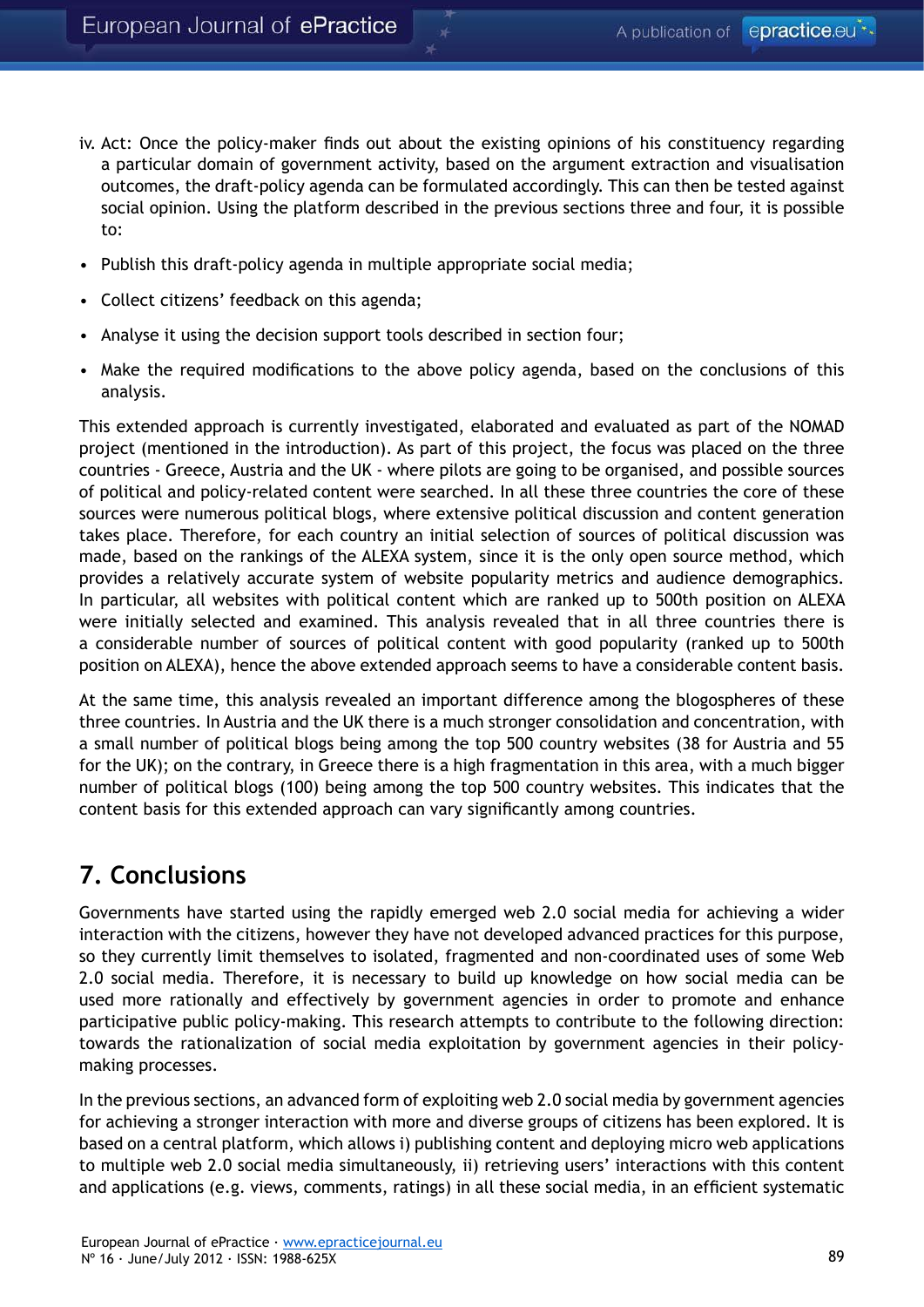iv. Act: Once the policy-maker finds out about the existing opinions of his constituency regarding a particular domain of government activity, based on the argument extraction and visualisation outcomes, the draft-policy agenda can be formulated accordingly. This can then be tested against social opinion. Using the platform described in the previous sections three and four, it is possible to:

- Publish this draft-policy agenda in multiple appropriate social media;
- Collect citizens' feedback on this agenda;
- Analyse it using the decision support tools described in section four;
- Make the required modifications to the above policy agenda, based on the conclusions of this analysis.

This extended approach is currently investigated, elaborated and evaluated as part of the NOMAD project (mentioned in the introduction). As part of this project, the focus was placed on the three countries - Greece, Austria and the UK - where pilots are going to be organised, and possible sources of political and policy-related content were searched. In all these three countries the core of these sources were numerous political blogs, where extensive political discussion and content generation takes place. Therefore, for each country an initial selection of sources of political discussion was made, based on the rankings of the ALEXA system, since it is the only open source method, which provides a relatively accurate system of website popularity metrics and audience demographics. In particular, all websites with political content which are ranked up to 500th position on ALEXA were initially selected and examined. This analysis revealed that in all three countries there is a considerable number of sources of political content with good popularity (ranked up to 500th position on ALEXA), hence the above extended approach seems to have a considerable content basis.

At the same time, this analysis revealed an important difference among the blogospheres of these three countries. In Austria and the UK there is a much stronger consolidation and concentration, with a small number of political blogs being among the top 500 country websites (38 for Austria and 55 for the UK); on the contrary, in Greece there is a high fragmentation in this area, with a much bigger number of political blogs (100) being among the top 500 country websites. This indicates that the content basis for this extended approach can vary significantly among countries.

## 7. Conclusions

Governments have started using the rapidly emerged web 2.0 social media for achieving a wider interaction with the citizens, however they have not developed advanced practices for this purpose, so they currently limit themselves to isolated, fragmented and non-coordinated uses of some Web 2.0 social media. Therefore, it is necessary to build up knowledge on how social media can be used more rationally and effectively by government agencies in order to promote and enhance participative public policy-making. This research attempts to contribute to the following direction: towards the rationalization of social media exploitation by government agencies in their policy-making processes.

In the previous sections, an advanced form of exploiting web 2.0 social media by government agencies for achieving a stronger interaction with more and diverse groups of citizens has been explored. It is based on a central platform, which allows i) publishing content and deploying micro web applications to multiple web 2.0 social media simultaneously, ii) retrieving users' interactions with this content and applications (e.g. views, comments, ratings) in all these social media, in an efficient systematic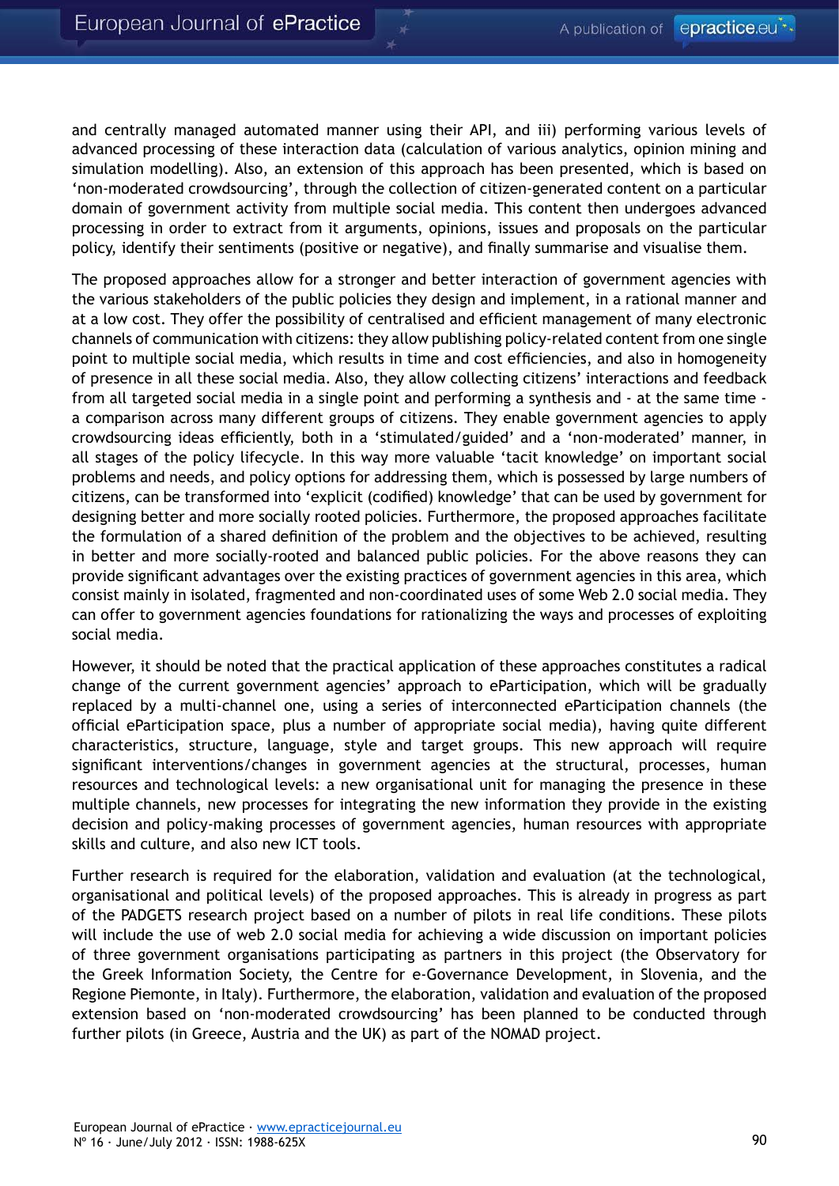and centrally managed automated manner using their API, and iii) performing various levels of advanced processing of these interaction data (calculation of various analytics, opinion mining and simulation modelling). Also, an extension of this approach has been presented, which is based on 'non-moderated crowdsourcing', through the collection of citizen-generated content on a particular domain of government activity from multiple social media. This content then undergoes advanced processing in order to extract from it arguments, opinions, issues and proposals on the particular policy, identify their sentiments (positive or negative), and finally summarise and visualise them.

The proposed approaches allow for a stronger and better interaction of government agencies with the various stakeholders of the public policies they design and implement, in a rational manner and at a low cost. They offer the possibility of centralised and efficient management of many electronic channels of communication with citizens: they allow publishing policy-related content from one single point to multiple social media, which results in time and cost efficiencies, and also in homogeneity of presence in all these social media. Also, they allow collecting citizens' interactions and feedback from all targeted social media in a single point and performing a synthesis and - at the same time - a comparison across many different groups of citizens. They enable government agencies to apply crowdsourcing ideas efficiently, both in a 'stimulated/guided' and a 'non-moderated' manner, in all stages of the policy lifecycle. In this way more valuable 'tacit knowledge' on important social problems and needs, and policy options for addressing them, which is possessed by large numbers of citizens, can be transformed into 'explicit (codified) knowledge' that can be used by government for designing better and more socially rooted policies. Furthermore, the proposed approaches facilitate the formulation of a shared definition of the problem and the objectives to be achieved, resulting in better and more socially-rooted and balanced public policies. For the above reasons they can provide significant advantages over the existing practices of government agencies in this area, which consist mainly in isolated, fragmented and non-coordinated uses of some Web 2.0 social media. They can offer to government agencies foundations for rationalizing the ways and processes of exploiting social media.

However, it should be noted that the practical application of these approaches constitutes a radical change of the current government agencies' approach to eParticipation, which will be gradually replaced by a multi-channel one, using a series of interconnected eParticipation channels (the official eParticipation space, plus a number of appropriate social media), having quite different characteristics, structure, language, style and target groups. This new approach will require significant interventions/changes in government agencies at the structural, processes, human resources and technological levels: a new organisational unit for managing the presence in these multiple channels, new processes for integrating the new information they provide in the existing decision and policy-making processes of government agencies, human resources with appropriate skills and culture, and also new ICT tools.

Further research is required for the elaboration, validation and evaluation (at the technological, organisational and political levels) of the proposed approaches. This is already in progress as part of the PADGETS research project based on a number of pilots in real life conditions. These pilots will include the use of web 2.0 social media for achieving a wide discussion on important policies of three government organisations participating as partners in this project (the Observatory for the Greek Information Society, the Centre for e-Governance Development, in Slovenia, and the Regione Piemonte, in Italy). Furthermore, the elaboration, validation and evaluation of the proposed extension based on 'non-moderated crowdsourcing' has been planned to be conducted through further pilots (in Greece, Austria and the UK) as part of the NOMAD project.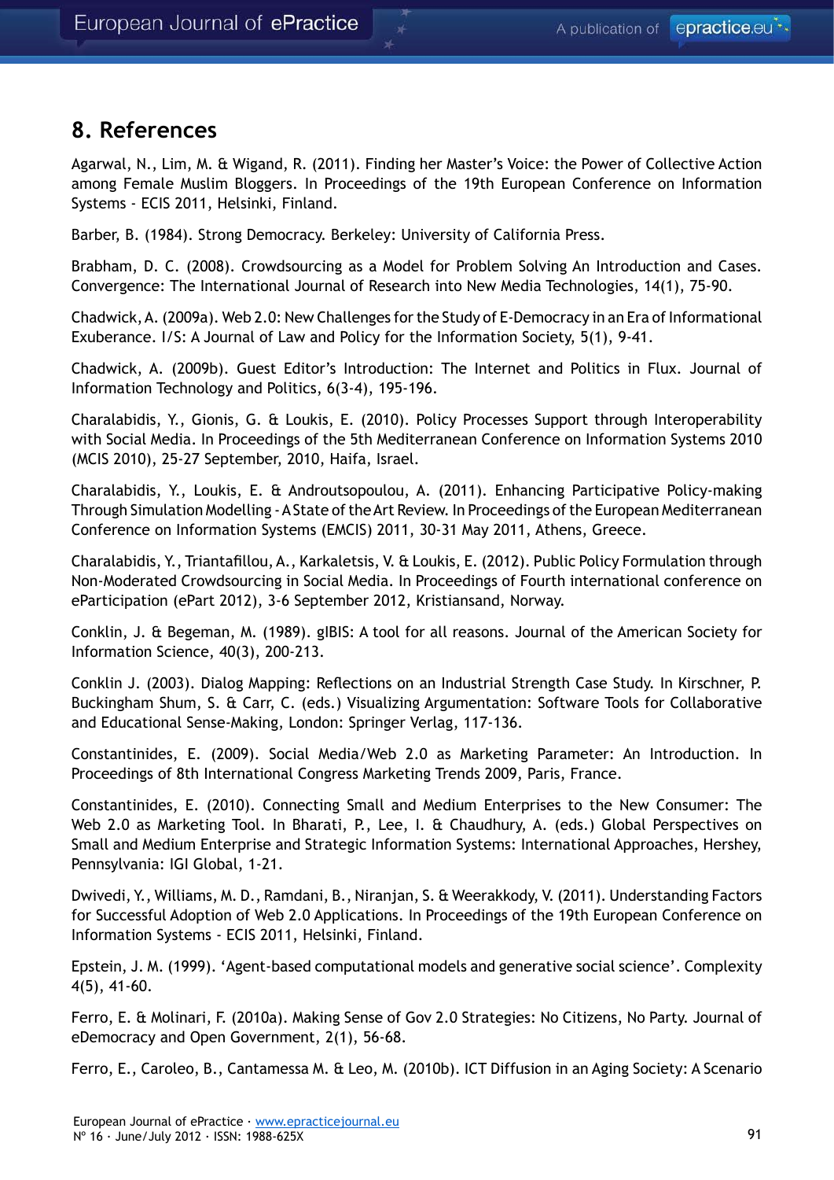## 8. References

Agarwal, N., Lim, M. & Wigand, R. (2011). Finding her Master's Voice: the Power of Collective Action among Female Muslim Bloggers. In Proceedings of the 19th European Conference on Information Systems - ECIS 2011, Helsinki, Finland.

Barber, B. (1984). Strong Democracy. Berkeley: University of California Press.

Brabham, D. C. (2008). Crowdsourcing as a Model for Problem Solving An Introduction and Cases. Convergence: The International Journal of Research into New Media Technologies, 14(1), 75-90.

Chadwick, A. (2009a). Web 2.0: New Challenges for the Study of E-Democracy in an Era of Informational Exuberance. I/S: A Journal of Law and Policy for the Information Society, 5(1), 9-41.

Chadwick, A. (2009b). Guest Editor's Introduction: The Internet and Politics in Flux. Journal of Information Technology and Politics, 6(3-4), 195-196.

Charalabidis, Y., Gionis, G. & Loukis, E. (2010). Policy Processes Support through Interoperability with Social Media. In Proceedings of the 5th Mediterranean Conference on Information Systems 2010 (MCIS 2010), 25-27 September, 2010, Haifa, Israel.

Charalabidis, Y., Loukis, E. & Androutsopoulou, A. (2011). Enhancing Participative Policy-making Through Simulation Modelling - A State of the Art Review. In Proceedings of the European Mediterranean Conference on Information Systems (EMCIS) 2011, 30-31 May 2011, Athens, Greece.

Charalabidis, Y., Triantafillou, A., Karkaletsis, V. & Loukis, E. (2012). Public Policy Formulation through Non-Moderated Crowdsourcing in Social Media. In Proceedings of Fourth international conference on eParticipation (ePart 2012), 3-6 September 2012, Kristiansand, Norway.

Conklin, J. & Begeman, M. (1989). gIBIS: A tool for all reasons. Journal of the American Society for Information Science, 40(3), 200-213.

Conklin J. (2003). Dialog Mapping: Reflections on an Industrial Strength Case Study. In Kirschner, P. Buckingham Shum, S. & Carr, C. (eds.) Visualizing Argumentation: Software Tools for Collaborative and Educational Sense-Making, London: Springer Verlag, 117-136.

Constantinides, E. (2009). Social Media/Web 2.0 as Marketing Parameter: An Introduction. In Proceedings of 8th International Congress Marketing Trends 2009, Paris, France.

Constantinides, E. (2010). Connecting Small and Medium Enterprises to the New Consumer: The Web 2.0 as Marketing Tool. In Bharati, P., Lee, I. & Chaudhury, A. (eds.) Global Perspectives on Small and Medium Enterprise and Strategic Information Systems: International Approaches, Hershey, Pennsylvania: IGI Global, 1-21.

Dwivedi, Y., Williams, M. D., Ramdani, B., Niranjan, S. & Weerakkody, V. (2011). Understanding Factors for Successful Adoption of Web 2.0 Applications. In Proceedings of the 19th European Conference on Information Systems - ECIS 2011, Helsinki, Finland.

Epstein, J. M. (1999). 'Agent-based computational models and generative social science'. Complexity 4(5), 41-60.

Ferro, E. & Molinari, F. (2010a). Making Sense of Gov 2.0 Strategies: No Citizens, No Party. Journal of eDemocracy and Open Government, 2(1), 56-68.

Ferro, E., Caroleo, B., Cantamessa M. & Leo, M. (2010b). ICT Diffusion in an Aging Society: A Scenario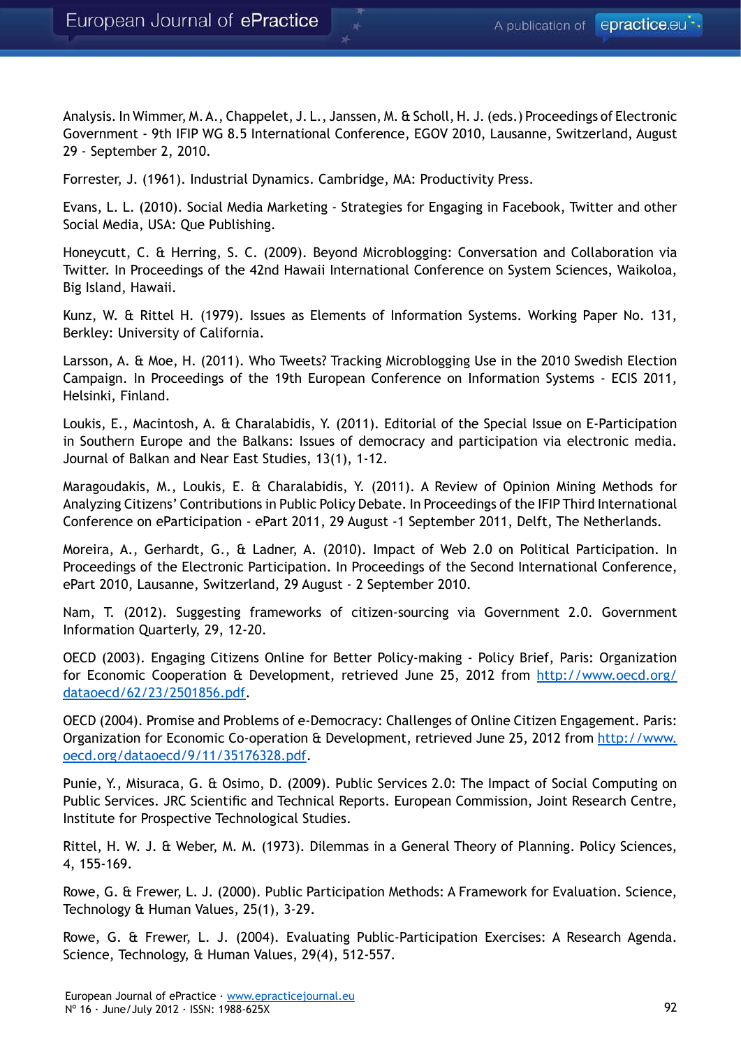Analysis. In Wimmer, M. A., Chappelet, J. L., Janssen, M. & Scholl, H. J. (eds.) Proceedings of Electronic Government - 9th IFIP WG 8.5 International Conference, EGOV 2010, Lausanne, Switzerland, August 29 - September 2, 2010.

Forrester, J. (1961). Industrial Dynamics. Cambridge, MA: Productivity Press.

Evans, L. L. (2010). Social Media Marketing - Strategies for Engaging in Facebook, Twitter and other Social Media, USA: Que Publishing.

Honeycutt, C. & Herring, S. C. (2009). Beyond Microblogging: Conversation and Collaboration via Twitter. In Proceedings of the 42nd Hawaii International Conference on System Sciences, Waikoloa, Big Island, Hawaii.

Kunz, W. & Rittel H. (1979). Issues as Elements of Information Systems. Working Paper No. 131, Berkley: University of California.

Larsson, A. & Moe, H. (2011). Who Tweets? Tracking Microblogging Use in the 2010 Swedish Election Campaign. In Proceedings of the 19th European Conference on Information Systems - ECIS 2011, Helsinki, Finland.

Loukis, E., Macintosh, A. & Charalabidis, Y. (2011). Editorial of the Special Issue on E-Participation in Southern Europe and the Balkans: Issues of democracy and participation via electronic media. Journal of Balkan and Near East Studies, 13(1), 1-12.

Maragoudakis, M., Loukis, E. & Charalabidis, Y. (2011). A Review of Opinion Mining Methods for Analyzing Citizens' Contributions in Public Policy Debate. In Proceedings of the IFIP Third International Conference on eParticipation - ePart 2011, 29 August -1 September 2011, Delft, The Netherlands.

Moreira, A., Gerhardt, G., & Ladner, A. (2010). Impact of Web 2.0 on Political Participation. In Proceedings of the Electronic Participation. In Proceedings of the Second International Conference, ePart 2010, Lausanne, Switzerland, 29 August - 2 September 2010.

Nam, T. (2012). Suggesting frameworks of citizen-sourcing via Government 2.0. Government Information Quarterly, 29, 12-20.

OECD (2003). Engaging Citizens Online for Better Policy-making - Policy Brief, Paris: Organization for Economic Cooperation & Development, retrieved June 25, 2012 from http://www.oecd.org/dataoecd/62/23/2501856.pdf.

OECD (2004). Promise and Problems of e-Democracy: Challenges of Online Citizen Engagement. Paris: Organization for Economic Co-operation & Development, retrieved June 25, 2012 from http://www.oecd.org/dataoecd/9/11/35176328.pdf.

Punie, Y., Misuraca, G. & Osimo, D. (2009). Public Services 2.0: The Impact of Social Computing on Public Services. JRC Scientific and Technical Reports. European Commission, Joint Research Centre, Institute for Prospective Technological Studies.

Rittel, H. W. J. & Weber, M. M. (1973). Dilemmas in a General Theory of Planning. Policy Sciences, 4, 155-169.

Rowe, G. & Frewer, L. J. (2000). Public Participation Methods: A Framework for Evaluation. Science, Technology & Human Values, 25(1), 3-29.

Rowe, G. & Frewer, L. J. (2004). Evaluating Public-Participation Exercises: A Research Agenda. Science, Technology, & Human Values, 29(4), 512-557.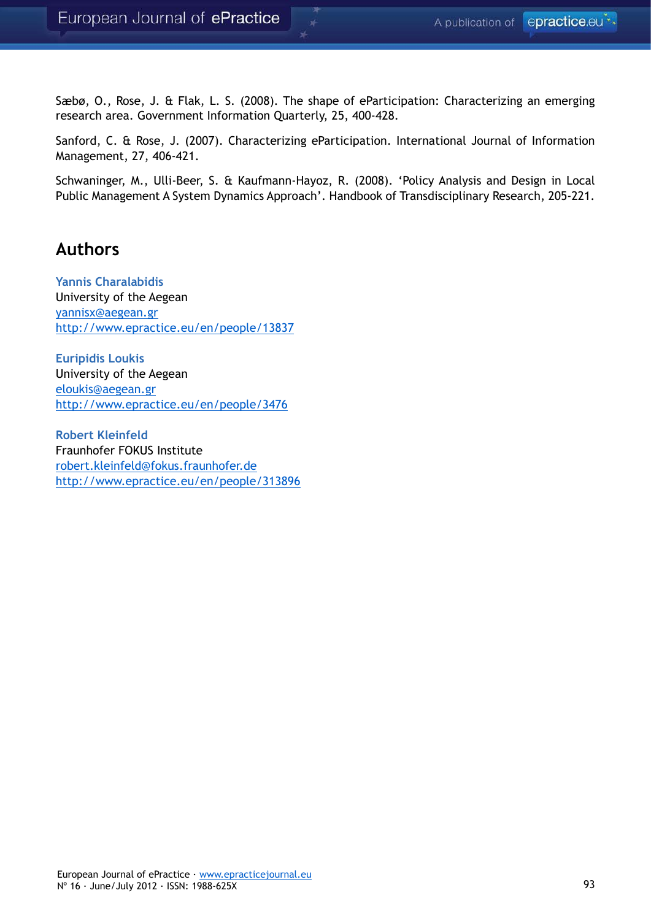Sæbø, O., Rose, J. & Flak, L. S. (2008). The shape of eParticipation: Characterizing an emerging research area. Government Information Quarterly, 25, 400-428.

Sanford, C. & Rose, J. (2007). Characterizing eParticipation. International Journal of Information Management, 27, 406-421.

Schwaninger, M., Ulli-Beer, S. & Kaufmann-Hayoz, R. (2008). 'Policy Analysis and Design in Local Public Management A System Dynamics Approach'. Handbook of Transdisciplinary Research, 205-221.

## Authors

**Yannis Charalabidis**
University of the Aegean
yannisx@aegean.gr
http://www.epractice.eu/en/people/13837

**Euripidis Loukis**
University of the Aegean
eloukis@aegean.gr
http://www.epractice.eu/en/people/3476

**Robert Kleinfeld**
Fraunhofer FOKUS Institute
robert.kleinfeld@fokus.fraunhofer.de
http://www.epractice.eu/en/people/313896